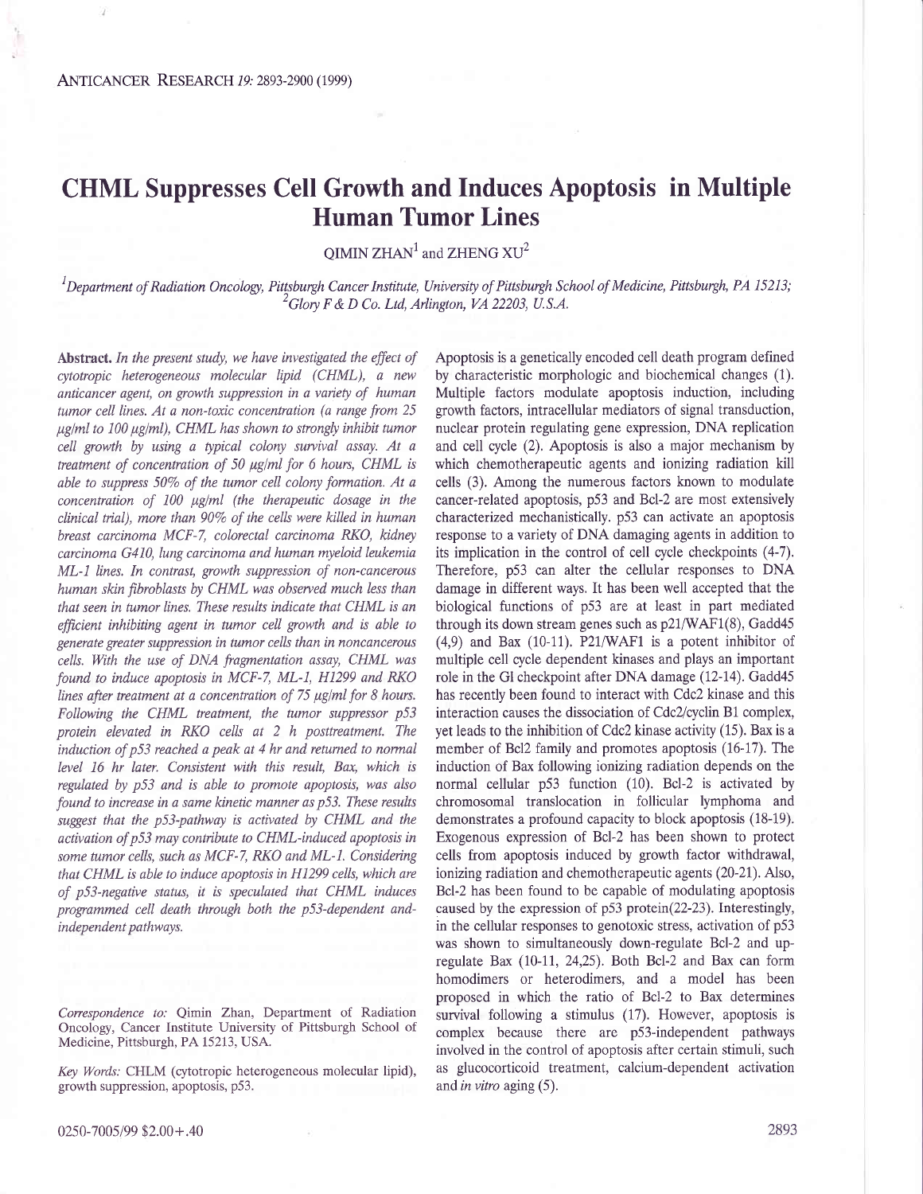# CHML Suppresses Cell Growth and Induces Apoptosis in Multiple Human Tumor Lines

QIMIN ZHAN[1] and ZHENG XU[2]

[1]*Department of Radiation Oncology, Pittsburgh Cancer Institute, University of Pittsburgh School of Medicine, Pittsburgh, PA 15213;* [2]*Glory F & D Co. Ltd, Arlington, VA 22203, U.S.A.*

**Abstract.** *In the present study, we have investigated the effect of cytotropic heterogeneous molecular lipid (CHML), a new anticancer agent, on growth suppression in a variety of human tumor cell lines. At a non-toxic concentration (a range from 25 μg/ml to 100 μg/ml), CHML has shown to strongly inhibit tumor cell growth by using a typical colony survival assay. At a treatment of concentration of 50 μg/ml for 6 hours, CHML is able to suppress 50% of the tumor cell colony formation. At a concentration of 100 μg/ml (the therapeutic dosage in the clinical trial), more than 90% of the cells were killed in human breast carcinoma MCF-7, colorectal carcinoma RKO, kidney carcinoma G410, lung carcinoma and human myeloid leukemia ML-1 lines. In contrast, growth suppression of non-cancerous human skin fibroblasts by CHML was observed much less than that seen in tumor lines. These results indicate that CHML is an efficient inhibiting agent in tumor cell growth and is able to generate greater suppression in tumor cells than in noncancerous cells. With the use of DNA fragmentation assay, CHML was found to induce apoptosis in MCF-7, ML-1, H1299 and RKO lines after treatment at a concentration of 75 μg/ml for 8 hours. Following the CHML treatment, the tumor suppressor p53 protein elevated in RKO cells at 2 h posttreatment. The induction of p53 reached a peak at 4 hr and returned to normal level 16 hr later. Consistent with this result, Bax, which is regulated by p53 and is able to promote apoptosis, was also found to increase in a same kinetic manner as p53. These results suggest that the p53-pathway is activated by CHML and the activation of p53 may contribute to CHML-induced apoptosis in some tumor cells, such as MCF-7, RKO and ML-1. Considering that CHML is able to induce apoptosis in H1299 cells, which are of p53-negative status, it is speculated that CHML induces programmed cell death through both the p53-dependent and-independent pathways.*

*Correspondence to:* Qimin Zhan, Department of Radiation Oncology, Cancer Institute University of Pittsburgh School of Medicine, Pittsburgh, PA 15213, USA.

*Key Words:* CHLM (cytotropic heterogeneous molecular lipid), growth suppression, apoptosis, p53.

0250-7005/99 $2.00+.40

Apoptosis is a genetically encoded cell death program defined by characteristic morphologic and biochemical changes (1). Multiple factors modulate apoptosis induction, including growth factors, intracellular mediators of signal transduction, nuclear protein regulating gene expression, DNA replication and cell cycle (2). Apoptosis is also a major mechanism by which chemotherapeutic agents and ionizing radiation kill cells (3). Among the numerous factors known to modulate cancer-related apoptosis, p53 and Bcl-2 are most extensively characterized mechanistically. p53 can activate an apoptosis response to a variety of DNA damaging agents in addition to its implication in the control of cell cycle checkpoints (4-7). Therefore, p53 can alter the cellular responses to DNA damage in different ways. It has been well accepted that the biological functions of p53 are at least in part mediated through its down stream genes such as p21/WAF1(8), Gadd45 (4,9) and Bax (10-11). P21/WAF1 is a potent inhibitor of multiple cell cycle dependent kinases and plays an important role in the Gl checkpoint after DNA damage (12-14). Gadd45 has recently been found to interact with Cdc2 kinase and this interaction causes the dissociation of Cdc2/cyclin B1 complex, yet leads to the inhibition of Cdc2 kinase activity (15). Bax is a member of Bcl2 family and promotes apoptosis (16-17). The induction of Bax following ionizing radiation depends on the normal cellular p53 function (10). Bcl-2 is activated by chromosomal translocation in follicular lymphoma and demonstrates a profound capacity to block apoptosis (18-19). Exogenous expression of Bcl-2 has been shown to protect cells from apoptosis induced by growth factor withdrawal, ionizing radiation and chemotherapeutic agents (20-21). Also, Bcl-2 has been found to be capable of modulating apoptosis caused by the expression of p53 protein(22-23). Interestingly, in the cellular responses to genotoxic stress, activation of p53 was shown to simultaneously down-regulate Bcl-2 and up-regulate Bax (10-11, 24,25). Both Bcl-2 and Bax can form homodimers or heterodimers, and a model has been proposed in which the ratio of Bcl-2 to Bax determines survival following a stimulus (17). However, apoptosis is complex because there are p53-independent pathways involved in the control of apoptosis after certain stimuli, such as glucocorticoid treatment, calcium-dependent activation and *in vitro* aging (5).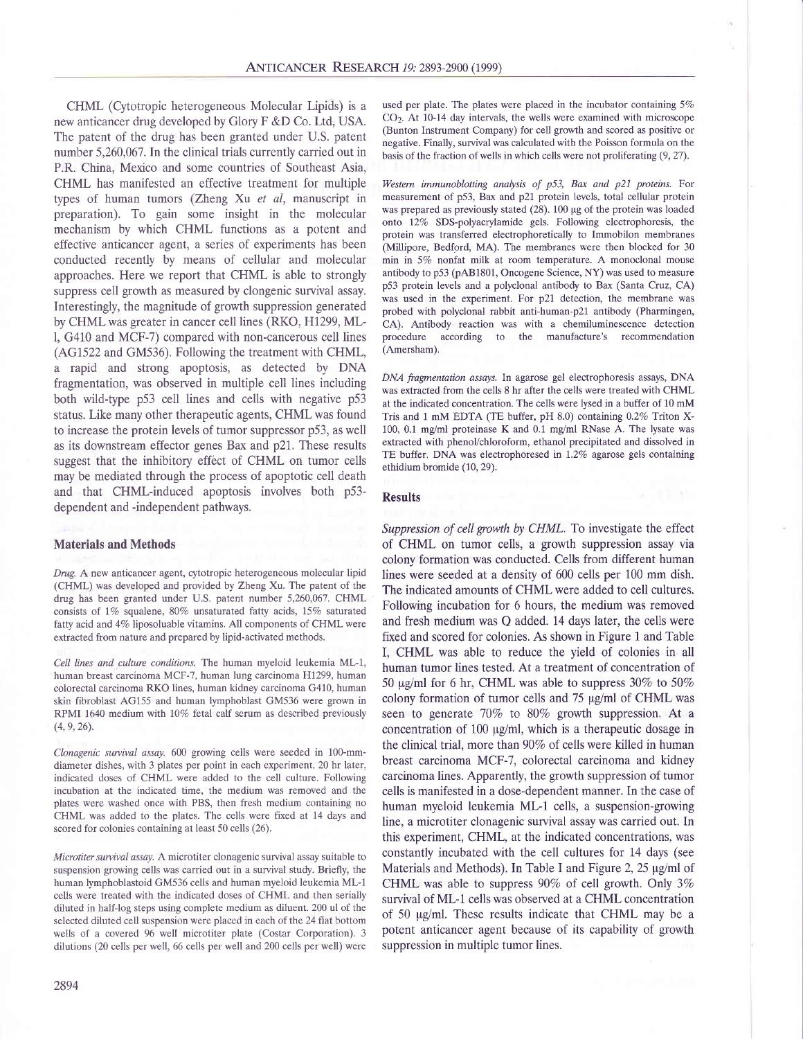CHML (Cytotropic heterogeneous Molecular Lipids) is a new anticancer drug developed by Glory F &D Co. Ltd, USA. The patent of the drug has been granted under U.S. patent number 5,260,067. In the clinical trials currently carried out in P.R. China, Mexico and some countries of Southeast Asia, CHML has manifested an effective treatment for multiple types of human tumors (Zheng Xu *et al*, manuscript in preparation). To gain some insight in the molecular mechanism by which CHML functions as a potent and effective anticancer agent, a series of experiments has been conducted recently by means of cellular and molecular approaches. Here we report that CHML is able to strongly suppress cell growth as measured by clongenic survival assay. Interestingly, the magnitude of growth suppression generated by CHML was greater in cancer cell lines (RKO, H1299, ML-1, G410 and MCF-7) compared with non-cancerous cell lines (AG1522 and GM536). Following the treatment with CHML, a rapid and strong apoptosis, as detected by DNA fragmentation, was observed in multiple cell lines including both wild-type p53 cell lines and cells with negative p53 status. Like many other therapeutic agents, CHML was found to increase the protein levels of tumor suppressor p53, as well as its downstream effector genes Bax and p21. These results suggest that the inhibitory effect of CHML on tumor cells may be mediated through the process of apoptotic cell death and that CHML-induced apoptosis involves both p53-dependent and -independent pathways.

## Materials and Methods

*Drug.* A new anticancer agent, cytotropic heterogeneous molecular lipid (CHML) was developed and provided by Zheng Xu. The patent of the drug has been granted under U.S. patent number 5,260,067. CHML consists of 1% squalene, 80% unsaturated fatty acids, 15% saturated fatty acid and 4% liposoluable vitamins. All components of CHML were extracted from nature and prepared by lipid-activated methods.

*Cell lines and culture conditions.* The human myeloid leukemia ML-1, human breast carcinoma MCF-7, human lung carcinoma H1299, human colorectal carcinoma RKO lines, human kidney carcinoma G410, human skin fibroblast AG155 and human lymphoblast GM536 were grown in RPMI 1640 medium with 10% fetal calf serum as described previously (4, 9, 26).

*Clonagenic survival assay.* 600 growing cells were seeded in 100-mm-diameter dishes, with 3 plates per point in each experiment. 20 hr later, indicated doses of CHML were added to the cell culture. Following incubation at the indicated time, the medium was removed and the plates were washed once with PBS, then fresh medium containing no CHML was added to the plates. The cells were fixed at 14 days and scored for colonies containing at least 50 cells (26).

*Microtiter survival assay.* A microtiter clonagenic survival assay suitable to suspension growing cells was carried out in a survival study. Briefly, the human lymphoblastoid GM536 cells and human myeloid leukemia ML-1 cells were treated with the indicated doses of CHML and then serially diluted in half-log steps using complete medium as diluent. 200 ul of the selected diluted cell suspension were placed in each of the 24 flat bottom wells of a covered 96 well microtiter plate (Costar Corporation). 3 dilutions (20 cells per well, 66 cells per well and 200 cells per well) were used per plate. The plates were placed in the incubator containing 5% $CO_2$. At 10-14 day intervals, the wells were examined with microscope (Bunton Instrument Company) for cell growth and scored as positive or negative. Finally, survival was calculated with the Poisson formula on the basis of the fraction of wells in which cells were not proliferating (9, 27).

*Western immunoblotting analysis of p53, Bax and p21 proteins.* For measurement of p53, Bax and p21 protein levels, total cellular protein was prepared as previously stated (28). 100 μg of the protein was loaded onto 12% SDS-polyacrylamide gels. Following electrophoresis, the protein was transferred electrophoretically to Immobilon membranes (Millipore, Bedford, MA). The membranes were then blocked for 30 min in 5% nonfat milk at room temperature. A monoclonal mouse antibody to p53 (pAB1801, Oncogene Science, NY) was used to measure p53 protein levels and a polyclonal antibody to Bax (Santa Cruz, CA) was used in the experiment. For p21 detection, the membrane was probed with polyclonal rabbit anti-human-p21 antibody (Pharmingen, CA). Antibody reaction was with a chemiluminescence detection procedure according to the manufacture's recommendation (Amersham).

*DNA fragmentation assays.* In agarose gel electrophoresis assays, DNA was extracted from the cells 8 hr after the cells were treated with CHML at the indicated concentration. The cells were lysed in a buffer of 10 mM Tris and 1 mM EDTA (TE buffer, pH 8.0) containing 0.2% Triton X-100, 0.1 mg/ml proteinase K and 0.1 mg/ml RNase A. The lysate was extracted with phenol/chloroform, ethanol precipitated and dissolved in TE buffer. DNA was electrophoresed in 1.2% agarose gels containing ethidium bromide (10, 29).

## Results

*Suppression of cell growth by CHML.* To investigate the effect of CHML on tumor cells, a growth suppression assay via colony formation was conducted. Cells from different human lines were seeded at a density of 600 cells per 100 mm dish. The indicated amounts of CHML were added to cell cultures. Following incubation for 6 hours, the medium was removed and fresh medium was Q added. 14 days later, the cells were fixed and scored for colonies. As shown in Figure 1 and Table I, CHML was able to reduce the yield of colonies in all human tumor lines tested. At a treatment of concentration of 50 μg/ml for 6 hr, CHML was able to suppress 30% to 50% colony formation of tumor cells and 75 μg/ml of CHML was seen to generate 70% to 80% growth suppression. At a concentration of 100 μg/ml, which is a therapeutic dosage in the clinical trial, more than 90% of cells were killed in human breast carcinoma MCF-7, colorectal carcinoma and kidney carcinoma lines. Apparently, the growth suppression of tumor cells is manifested in a dose-dependent manner. In the case of human myeloid leukemia ML-1 cells, a suspension-growing line, a microtiter clonagenic survival assay was carried out. In this experiment, CHML, at the indicated concentrations, was constantly incubated with the cell cultures for 14 days (see Materials and Methods). In Table I and Figure 2, 25 μg/ml of CHML was able to suppress 90% of cell growth. Only 3% survival of ML-1 cells was observed at a CHML concentration of 50 μg/ml. These results indicate that CHML may be a potent anticancer agent because of its capability of growth suppression in multiple tumor lines.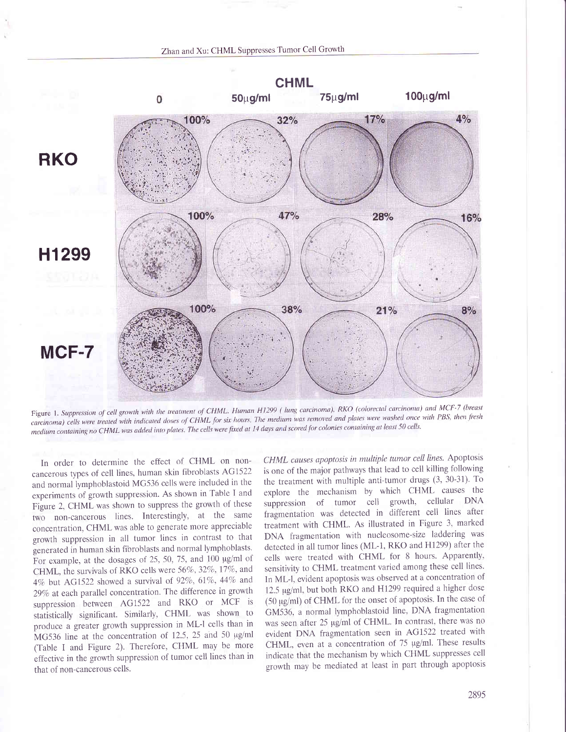Figure 1. *Suppression of cell growth with the treatment of CHML. Human H1299 ( lung carcinoma), RKO (colorectal carcinoma) and MCF-7 (breast carcinoma) cells were treated with indicated doses of CHML for six hours. The medium was removed and plates were washed once with PBS, then fresh medium containing no CHML was added into plates. The cells were fixed at 14 days and scored for colonies containing at least 50 cells.*

In order to determine the effect of CHML on non-cancerous types of cell lines, human skin fibroblasts AG1522 and normal lymphoblastoid MG536 cells were included in the experiments of growth suppression. As shown in Table I and Figure 2, CHML was shown to suppress the growth of these two non-cancerous lines. Interestingly, at the same concentration, CHML was able to generate more appreciable growth suppression in all tumor lines in contrast to that generated in human skin fibroblasts and normal lymphoblasts. For example, at the dosages of 25, 50, 75, and 100 μg/ml of CHML, the survivals of RKO cells were 56%, 32%, 17%, and 4% but AG1522 showed a survival of 92%, 61%, 44% and 29% at each parallel concentration. The difference in growth suppression between AG1522 and RKO or MCF is statistically significant. Similarly, CHML was shown to produce a greater growth suppression in ML-l cells than in MG536 line at the concentration of 12.5, 25 and 50 μg/ml (Table I and Figure 2). Therefore, CHML may be more effective in the growth suppression of tumor cell lines than in that of non-cancerous cells.

*CHML causes apoptosis in multiple tumor cell lines.* Apoptosis is one of the major pathways that lead to cell killing following the treatment with multiple anti-tumor drugs (3, 30-31). To explore the mechanism by which CHML causes the suppression of tumor cell growth, cellular DNA fragmentation was detected in different cell lines after treatment with CHML. As illustrated in Figure 3, marked DNA fragmentation with nucleosome-size laddering was detected in all tumor lines (ML-1, RKO and H1299) after the cells were treated with CHML for 8 hours. Apparently, sensitivity to CHML treatment varied among these cell lines. In ML-l, evident apoptosis was observed at a concentration of 12.5 μg/ml, but both RKO and H1299 required a higher dose (50 μg/ml) of CHML for the onset of apoptosis. In the case of GM536, a normal lymphoblastoid line, DNA fragmentation was seen after 25 μg/ml of CHML. In contrast, there was no evident DNA fragmentation seen in AG1522 treated with CHML, even at a concentration of 75 μg/ml. These results indicate that the mechanism by which CHML suppresses cell growth may be mediated at least in part through apoptosis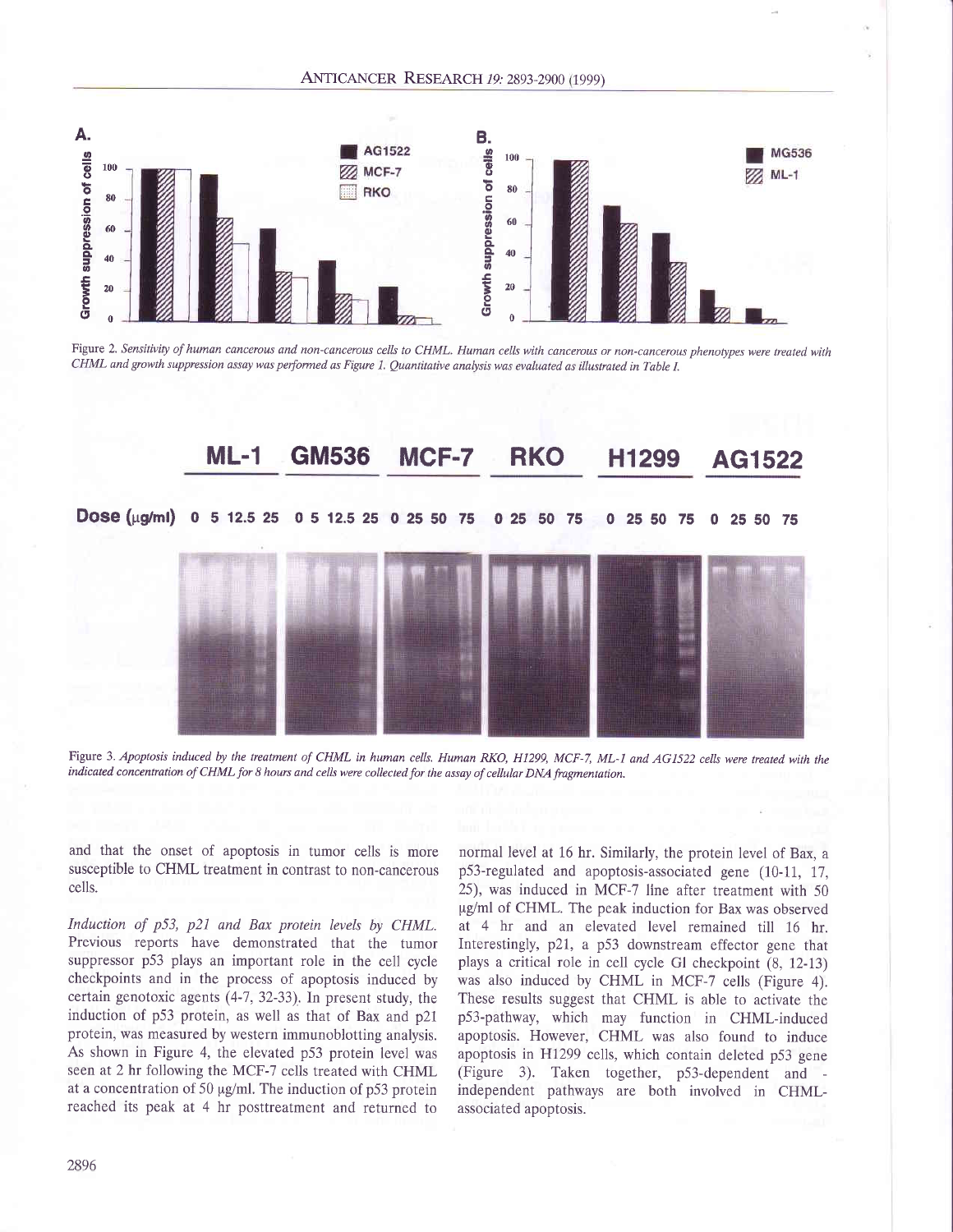Figure 2. *Sensitivity of human cancerous and non-cancerous cells to CHML. Human cells with cancerous or non-cancerous phenotypes were treated with CHML and growth suppression assay was performed as Figure 1. Quantitative analysis was evaluated as illustrated in Table I.*

Figure 3. *Apoptosis induced by the treatment of CHML in human cells. Human RKO, H1299, MCF-7, ML-1 and AG1522 cells were treated with the indicated concentration of CHML for 8 hours and cells were collected for the assay of cellular DNA fragmentation.*

and that the onset of apoptosis in tumor cells is more susceptible to CHML treatment in contrast to non-cancerous cells.

*Induction of p53, p21 and Bax protein levels by CHML.* Previous reports have demonstrated that the tumor suppressor p53 plays an important role in the cell cycle checkpoints and in the process of apoptosis induced by certain genotoxic agents (4-7, 32-33). In present study, the induction of p53 protein, as well as that of Bax and p21 protein, was measured by western immunoblotting analysis. As shown in Figure 4, the elevated p53 protein level was seen at 2 hr following the MCF-7 cells treated with CHML at a concentration of 50 μg/ml. The induction of p53 protein reached its peak at 4 hr posttreatment and returned to normal level at 16 hr. Similarly, the protein level of Bax, a p53-regulated and apoptosis-associated gene (10-11, 17, 25), was induced in MCF-7 line after treatment with 50 μg/ml of CHML. The peak induction for Bax was observed at 4 hr and an elevated level remained till 16 hr. Interestingly, p21, a p53 downstream effector gene that plays a critical role in cell cycle GI checkpoint (8, 12-13) was also induced by CHML in MCF-7 cells (Figure 4). These results suggest that CHML is able to activate the p53-pathway, which may function in CHML-induced apoptosis. However, CHML was also found to induce apoptosis in H1299 cells, which contain deleted p53 gene (Figure 3). Taken together, p53-dependent and -independent pathways are both involved in CHML-associated apoptosis.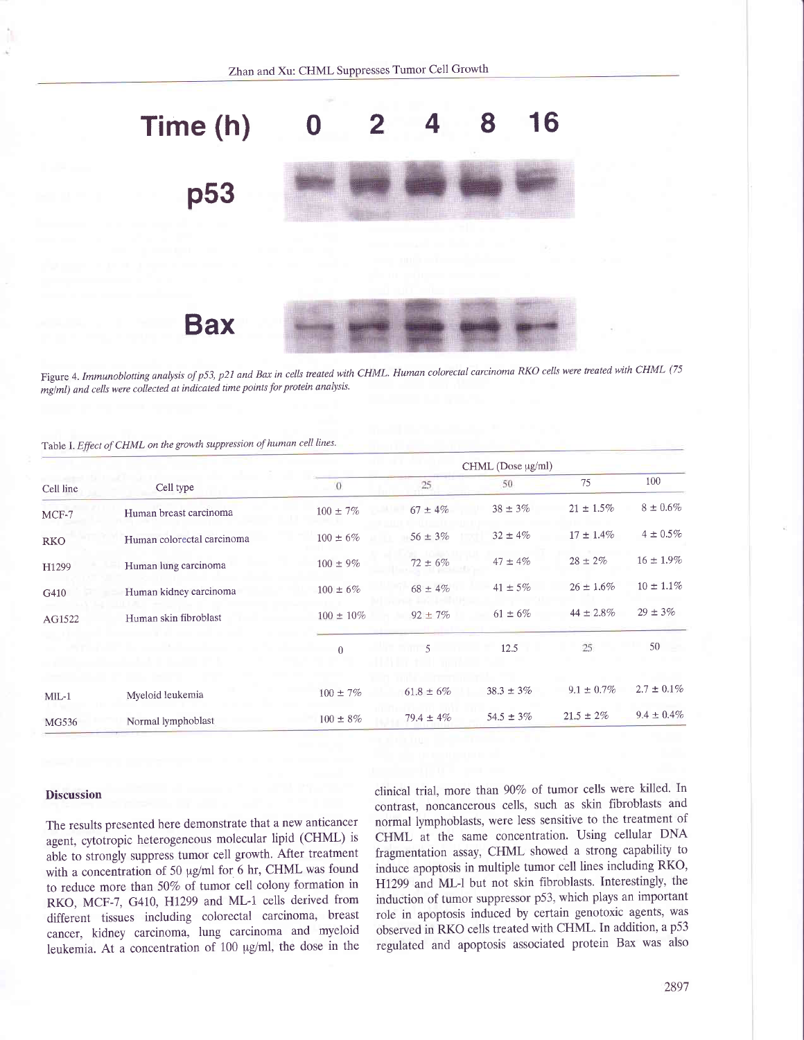Time (h) 0 2 4 8 16

p53

Bax

Figure 4. *Immunoblotting analysis of p53, p21 and Bax in cells treated with CHML. Human colorectal carcinoma RKO cells were treated with CHML (75 mg/ml) and cells were collected at indicated time points for protein analysis.*

Table I. *Effect of CHML on the growth suppression of human cell lines.*

| Cell line | Cell type | CHML (Dose μg/ml) | | | | |
|---|---|---|---|---|---|---|
| | | 0 | 25 | 50 | 75 | 100 |
| MCF-7 | Human breast carcinoma | 100 ± 7% | 67 ± 4% | 38 ± 3% | 21 ± 1.5% | 8 ± 0.6% |
| RKO | Human colorectal carcinoma | 100 ± 6% | 56 ± 3% | 32 ± 4% | 17 ± 1.4% | 4 ± 0.5% |
| H1299 | Human lung carcinoma | 100 ± 9% | 72 ± 6% | 47 ± 4% | 28 ± 2% | 16 ± 1.9% |
| G410 | Human kidney carcinoma | 100 ± 6% | 68 ± 4% | 41 ± 5% | 26 ± 1.6% | 10 ± 1.1% |
| AG1522 | Human skin fibroblast | 100 ± 10% | 92 ± 7% | 61 ± 6% | 44 ± 2.8% | 29 ± 3% |
| | | 0 | 5 | 12.5 | 25 | 50 |
| MIL-1 | Myeloid leukemia | 100 ± 7% | 61.8 ± 6% | 38.3 ± 3% | 9.1 ± 0.7% | 2.7 ± 0.1% |
| MG536 | Normal lymphoblast | 100 ± 8% | 79.4 ± 4% | 54.5 ± 3% | 21.5 ± 2% | 9.4 ± 0.4% |

## Discussion

The results presented here demonstrate that a new anticancer agent, cytotropic heterogeneous molecular lipid (CHML) is able to strongly suppress tumor cell growth. After treatment with a concentration of 50 μg/ml for 6 hr, CHML was found to reduce more than 50% of tumor cell colony formation in RKO, MCF-7, G410, H1299 and ML-1 cells derived from different tissues including colorectal carcinoma, breast cancer, kidney carcinoma, lung carcinoma and myeloid leukemia. At a concentration of 100 μg/ml, the dose in the clinical trial, more than 90% of tumor cells were killed. In contrast, noncancerous cells, such as skin fibroblasts and normal lymphoblasts, were less sensitive to the treatment of CHML at the same concentration. Using cellular DNA fragmentation assay, CHML showed a strong capability to induce apoptosis in multiple tumor cell lines including RKO, H1299 and ML-1 but not skin fibroblasts. Interestingly, the induction of tumor suppressor p53, which plays an important role in apoptosis induced by certain genotoxic agents, was observed in RKO cells treated with CHML. In addition, a p53 regulated and apoptosis associated protein Bax was also